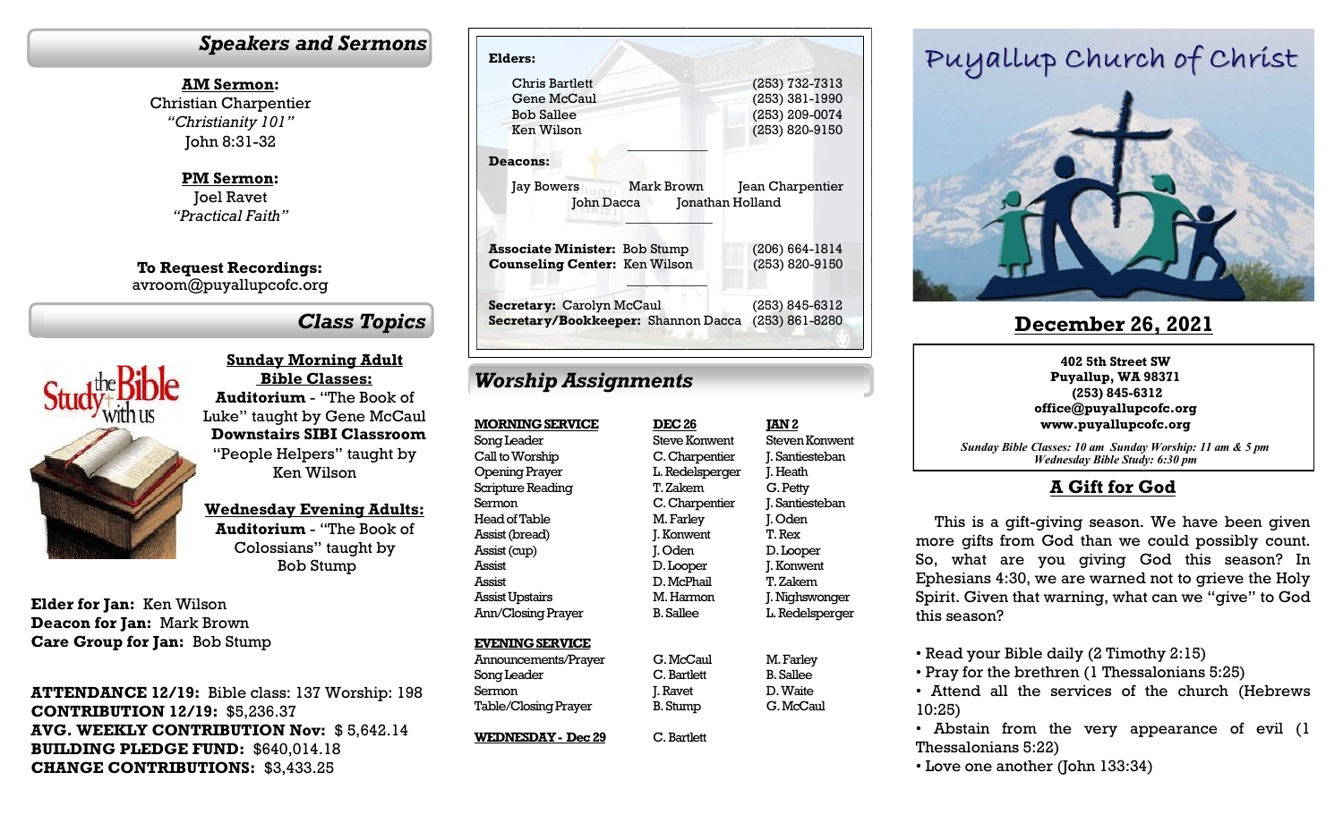## Speakers and Sermons

**AM Sermon:**
Christian Charpentier
*"Christianity 101"*
John 8:31-32

**PM Sermon:**
Joel Ravet
*"Practical Faith"*

**To Request Recordings:**
avroom@puyallupcofc.org

## Class Topics

**Sunday Morning Adult Bible Classes:**
**Auditorium** - "The Book of Luke" taught by Gene McCaul
**Downstairs SIBI Classroom** "People Helpers" taught by Ken Wilson

**Wednesday Evening Adults:**
**Auditorium** - "The Book of Colossians" taught by Bob Stump

**Elder for Jan:** Ken Wilson
**Deacon for Jan:** Mark Brown
**Care Group for Jan:** Bob Stump

**ATTENDANCE 12/19:** Bible class: 137 Worship: 198
**CONTRIBUTION 12/19:** $5,236.37
**AVG. WEEKLY CONTRIBUTION Nov:** $ 5,642.14
**BUILDING PLEDGE FUND:** $640,014.18
**CHANGE CONTRIBUTIONS:** $3,433.25

**Elders:**

| | |
|---|---|
| Chris Bartlett | (253) 732-7313 |
| Gene McCaul | (253) 381-1990 |
| Bob Sallee | (253) 209-0074 |
| Ken Wilson | (253) 820-9150 |

**Deacons:**

Jay Bowers, Mark Brown, Jean Charpentier, John Dacca, Jonathan Holland

**Associate Minister:** Bob Stump (206) 664-1814
**Counseling Center:** Ken Wilson (253) 820-9150

**Secretary:** Carolyn McCaul (253) 845-6312
**Secretary/Bookkeeper:** Shannon Dacca (253) 861-8280

## Worship Assignments

| MORNING SERVICE | DEC 26 | JAN 2 |
|---|---|---|
| Song Leader | Steve Konwent | Steven Konwent |
| Call to Worship | C. Charpentier | J. Santiesteban |
| Opening Prayer | L. Redelsperger | J. Heath |
| Scripture Reading | T. Zakem | G. Petty |
| Sermon | C. Charpentier | J. Santiesteban |
| Head of Table | M. Farley | J. Oden |
| Assist (bread) | J. Konwent | T. Rex |
| Assist (cup) | J. Oden | D. Looper |
| Assist | D. Looper | J. Konwent |
| Assist | D. McPhail | T. Zakem |
| Assist Upstairs | M. Harmon | J. Nighswonger |
| Ann/Closing Prayer | B. Sallee | L. Redelsperger |
| **EVENING SERVICE** | | |
| Announcements/Prayer | G. McCaul | M. Farley |
| Song Leader | C. Bartlett | B. Sallee |
| Sermon | J. Ravet | D. Waite |
| Table/Closing Prayer | B. Stump | G. McCaul |
| **WEDNESDAY - Dec 29** | C. Bartlett | |

# Puyallup Church of Christ

## December 26, 2021

**402 5th Street SW**
**Puyallup, WA 98371**
**(253) 845-6312**
**office@puyallupcofc.org**
**www.puyallupcofc.org**

*Sunday Bible Classes: 10 am Sunday Worship: 11 am & 5 pm*
*Wednesday Bible Study: 6:30 pm*

## A Gift for God

This is a gift-giving season. We have been given more gifts from God than we could possibly count. So, what are you giving God this season? In Ephesians 4:30, we are warned not to grieve the Holy Spirit. Given that warning, what can we "give" to God this season?

- Read your Bible daily (2 Timothy 2:15)
- Pray for the brethren (1 Thessalonians 5:25)
- Attend all the services of the church (Hebrews 10:25)
- Abstain from the very appearance of evil (1 Thessalonians 5:22)
- Love one another (John 133:34)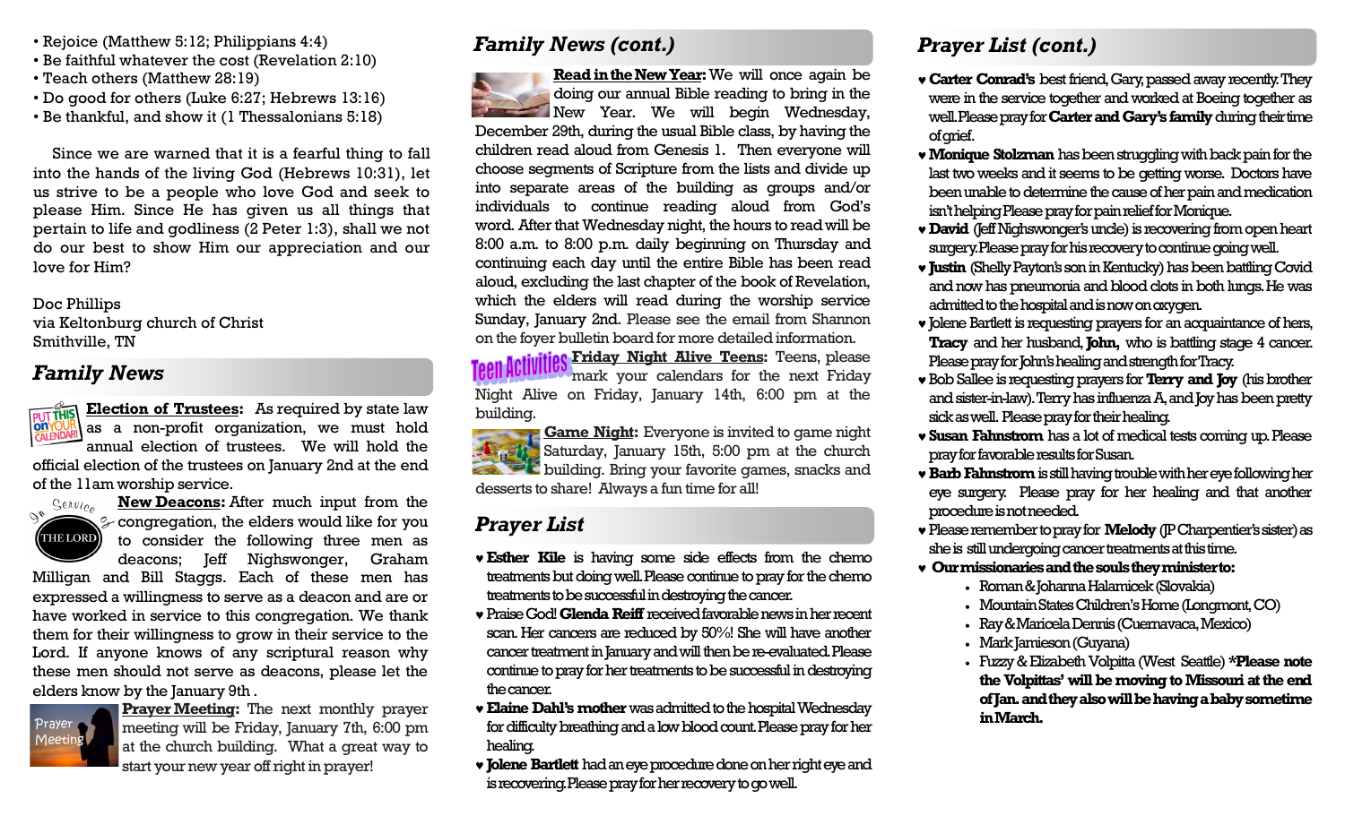- Rejoice (Matthew 5:12; Philippians 4:4)
- Be faithful whatever the cost (Revelation 2:10)
- Teach others (Matthew 28:19)
- Do good for others (Luke 6:27; Hebrews 13:16)
- Be thankful, and show it (1 Thessalonians 5:18)

Since we are warned that it is a fearful thing to fall into the hands of the living God (Hebrews 10:31), let us strive to be a people who love God and seek to please Him. Since He has given us all things that pertain to life and godliness (2 Peter 1:3), shall we not do our best to show Him our appreciation and our love for Him?

Doc Phillips
via Keltonburg church of Christ
Smithville, TN

## Family News

**Election of Trustees:** As required by state law as a non-profit organization, we must hold annual election of trustees. We will hold the official election of the trustees on January 2nd at the end of the 11am worship service.

**New Deacons:** After much input from the congregation, the elders would like for you to consider the following three men as deacons; Jeff Nighswonger, Graham Milligan and Bill Staggs. Each of these men has expressed a willingness to serve as a deacon and are or have worked in service to this congregation. We thank them for their willingness to grow in their service to the Lord. If anyone knows of any scriptural reason why these men should not serve as deacons, please let the elders know by the January 9th .

**Prayer Meeting:** The next monthly prayer meeting will be Friday, January 7th, 6:00 pm at the church building. What a great way to start your new year off right in prayer!

## Family News (cont.)

**Read in the New Year:** We will once again be doing our annual Bible reading to bring in the New Year. We will begin Wednesday, December 29th, during the usual Bible class, by having the children read aloud from Genesis 1. Then everyone will choose segments of Scripture from the lists and divide up into separate areas of the building as groups and/or individuals to continue reading aloud from God's word. After that Wednesday night, the hours to read will be 8:00 a.m. to 8:00 p.m. daily beginning on Thursday and continuing each day until the entire Bible has been read aloud, excluding the last chapter of the book of Revelation, which the elders will read during the worship service Sunday, January 2nd. Please see the email from Shannon on the foyer bulletin board for more detailed information.

**Friday Night Alive Teens:** Teens, please mark your calendars for the next Friday Night Alive on Friday, January 14th, 6:00 pm at the building.

**Game Night:** Everyone is invited to game night Saturday, January 15th, 5:00 pm at the church building. Bring your favorite games, snacks and desserts to share! Always a fun time for all!

## Prayer List

- **Esther Kile** is having some side effects from the chemo treatments but doing well. Please continue to pray for the chemo treatments to be successful in destroying the cancer.
- Praise God! **Glenda Reiff** received favorable news in her recent scan. Her cancers are reduced by 50%! She will have another cancer treatment in January and will then be re-evaluated. Please continue to pray for her treatments to be successful in destroying the cancer.
- **Elaine Dahl's mother** was admitted to the hospital Wednesday for difficulty breathing and a low blood count. Please pray for her healing.
- **Jolene Bartlett** had an eye procedure done on her right eye and is recovering. Please pray for her recovery to go well.

## Prayer List (cont.)

- **Carter Conrad's** best friend, Gary, passed away recently. They were in the service together and worked at Boeing together as well. Please pray for **Carter and Gary's family** during their time of grief.
- **Monique Stolzman** has been struggling with back pain for the last two weeks and it seems to be getting worse. Doctors have been unable to determine the cause of her pain and medication isn't helping Please pray for pain relief for Monique.
- **David** (Jeff Nighswonger's uncle) is recovering from open heart surgery. Please pray for his recovery to continue going well.
- **Justin** (Shelly Payton's son in Kentucky) has been battling Covid and now has pneumonia and blood clots in both lungs. He was admitted to the hospital and is now on oxygen.
- Jolene Bartlett is requesting prayers for an acquaintance of hers, **Tracy** and her husband, **John,** who is battling stage 4 cancer. Please pray for John's healing and strength for Tracy.
- Bob Sallee is requesting prayers for **Terry and Joy** (his brother and sister-in-law). Terry has influenza A, and Joy has been pretty sick as well. Please pray for their healing.
- **Susan Fahnstrom** has a lot of medical tests coming up. Please pray for favorable results for Susan.
- **Barb Fahnstrom** is still having trouble with her eye following her eye surgery. Please pray for her healing and that another procedure is not needed.
- Please remember to pray for **Melody** (JP Charpentier's sister) as she is still undergoing cancer treatments at this time.
- **Our missionaries and the souls they minister to:**
  - Roman & Johanna Halamicek (Slovakia)
  - Mountain States Children's Home (Longmont, CO)
  - Ray & Maricela Dennis (Cuernavaca, Mexico)
  - Mark Jamieson (Guyana)
  - Fuzzy & Elizabeth Volpitta (West Seattle) ***Please note the Volpittas' will be moving to Missouri at the end of Jan. and they also will be having a baby sometime in March.**